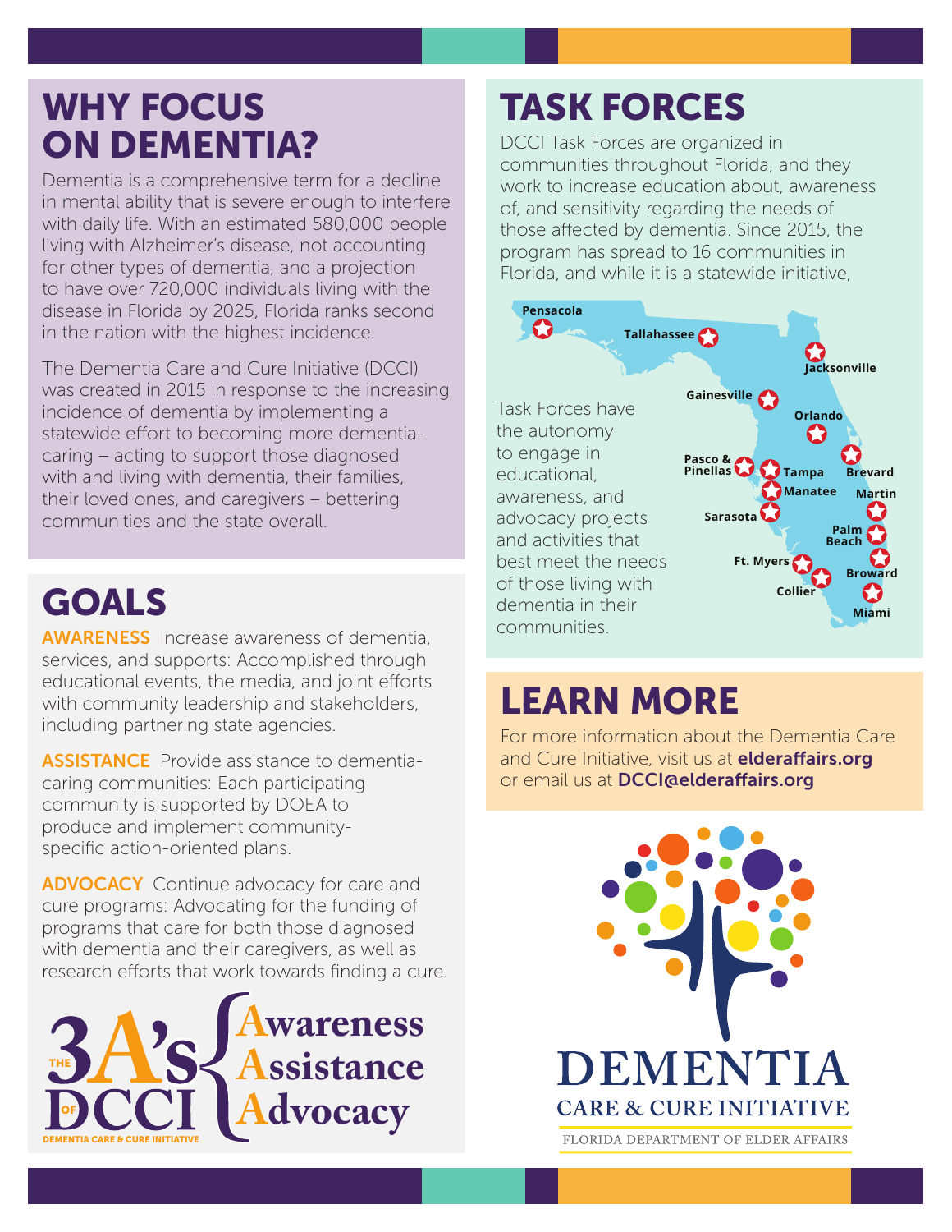## WHY FOCUS ON DEMENTIA?

Dementia is a comprehensive term for a decline in mental ability that is severe enough to interfere with daily life. With an estimated 580,000 people living with Alzheimer's disease, not accounting for other types of dementia, and a projection to have over 720,000 individuals living with the disease in Florida by 2025, Florida ranks second in the nation with the highest incidence.

The Dementia Care and Cure Initiative (DCCI) was created in 2015 in response to the increasing incidence of dementia by implementing a statewide effort to becoming more dementia-caring – acting to support those diagnosed with and living with dementia, their families, their loved ones, and caregivers – bettering communities and the state overall.

## GOALS

**AWARENESS** Increase awareness of dementia, services, and supports: Accomplished through educational events, the media, and joint efforts with community leadership and stakeholders, including partnering state agencies.

**ASSISTANCE** Provide assistance to dementia-caring communities: Each participating community is supported by DOEA to produce and implement community-specific action-oriented plans.

**ADVOCACY** Continue advocacy for care and cure programs: Advocating for the funding of programs that care for both those diagnosed with dementia and their caregivers, as well as research efforts that work towards finding a cure.

THE 3A's OF DCCI – DEMENTIA CARE & CURE INITIATIVE: Awareness, Assistance, Advocacy

## TASK FORCES

DCCI Task Forces are organized in communities throughout Florida, and they work to increase education about, awareness of, and sensitivity regarding the needs of those affected by dementia. Since 2015, the program has spread to 16 communities in Florida, and while it is a statewide initiative,

Task Forces have the autonomy to engage in educational, awareness, and advocacy projects and activities that best meet the needs of those living with dementia in their communities.

Pensacola, Tallahassee, Jacksonville, Gainesville, Orlando, Pasco & Pinellas, Tampa, Brevard, Manatee, Martin, Sarasota, Palm Beach, Ft. Myers, Broward, Collier, Miami

## LEARN MORE

For more information about the Dementia Care and Cure Initiative, visit us at **elderaffairs.org** or email us at **DCCI@elderaffairs.org**

DEMENTIA CARE & CURE INITIATIVE

FLORIDA DEPARTMENT OF ELDER AFFAIRS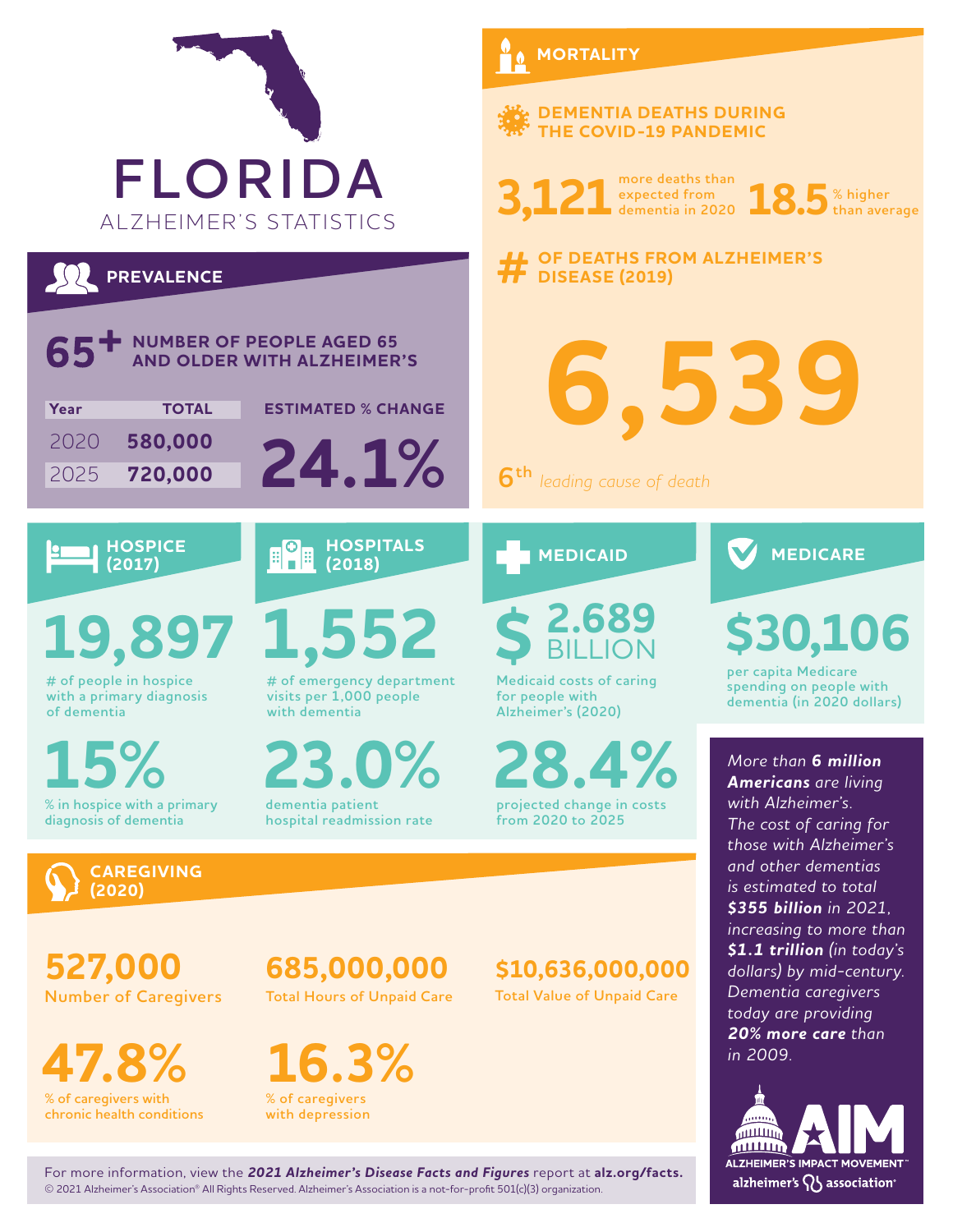# FLORIDA

ALZHEIMER'S STATISTICS

## PREVALENCE

**65+** NUMBER OF PEOPLE AGED 65 AND OLDER WITH ALZHEIMER'S

| Year | TOTAL |
|---|---|
| 2020 | 580,000 |
| 2025 | 720,000 |

ESTIMATED % CHANGE

**24.1%**

## MORTALITY

### DEMENTIA DEATHS DURING THE COVID-19 PANDEMIC

**3,121** more deaths than expected from dementia in 2020

**18.5** % higher than average

### # OF DEATHS FROM ALZHEIMER'S DISEASE (2019)

**6,539**

6th *leading cause of death*

## HOSPICE (2017)

**19,897**

# of people in hospice with a primary diagnosis of dementia

**15%**

% in hospice with a primary diagnosis of dementia

## HOSPITALS (2018)

**1,552**

# of emergency department visits per 1,000 people with dementia

**23.0%**

dementia patient hospital readmission rate

## MEDICAID

**$ 2.689 BILLION**

Medicaid costs of caring for people with Alzheimer's (2020)

**28.4%**

projected change in costs from 2020 to 2025

## MEDICARE

**$30,106**

per capita Medicare spending on people with dementia (in 2020 dollars)

*More than **6 million Americans** are living with Alzheimer's. The cost of caring for those with Alzheimer's and other dementias is estimated to total **$355 billion** in 2021, increasing to more than **$1.1 trillion** (in today's dollars) by mid-century. Dementia caregivers today are providing **20% more care** than in 2009.*

## CAREGIVING (2020)

**527,000**

Number of Caregivers

**685,000,000**

Total Hours of Unpaid Care

**$10,636,000,000**

Total Value of Unpaid Care

**47.8%**

% of caregivers with chronic health conditions

**16.3%**

% of caregivers with depression

For more information, view the ***2021 Alzheimer's Disease Facts and Figures*** report at **alz.org/facts.**

© 2021 Alzheimer's Association® All Rights Reserved. Alzheimer's Association is a not-for-profit 501(c)(3) organization.

AIM ALZHEIMER'S IMPACT MOVEMENT™

alzheimer's association®